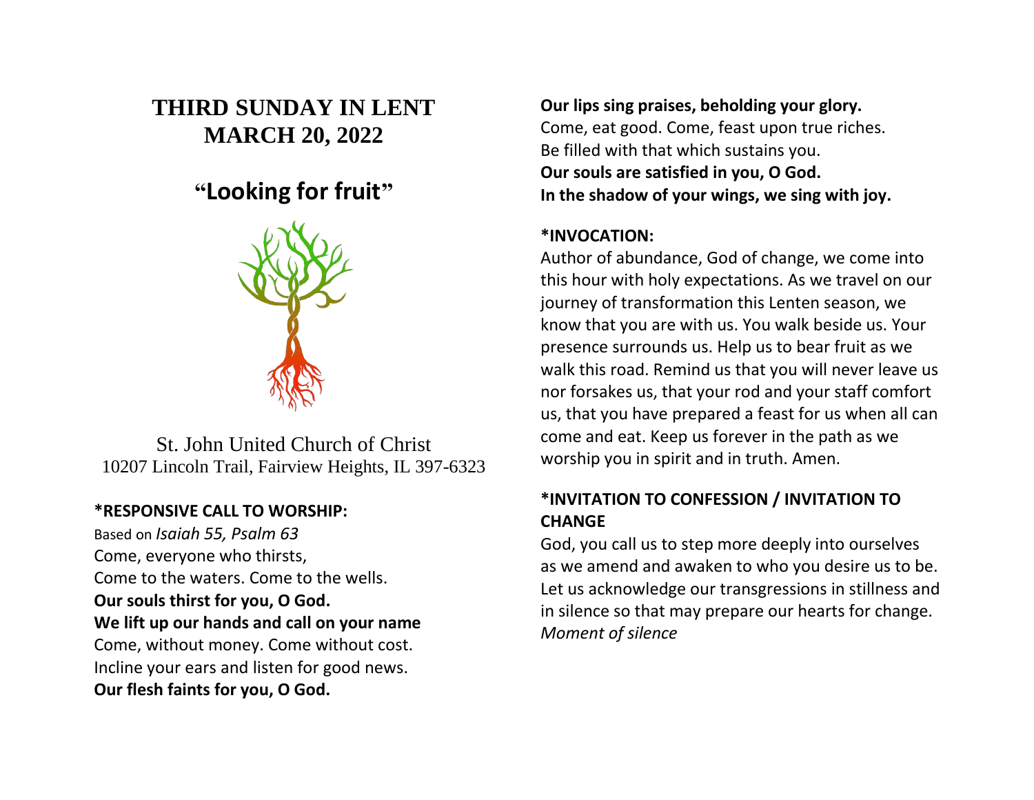# THIRD SUNDAY IN LENT
# MARCH 20, 2022

## "Looking for fruit"

St. John United Church of Christ
10207 Lincoln Trail, Fairview Heights, IL 397-6323

**\*RESPONSIVE CALL TO WORSHIP:**
Based on *Isaiah 55, Psalm 63*
Come, everyone who thirsts,
Come to the waters. Come to the wells.
**Our souls thirst for you, O God.**
**We lift up our hands and call on your name**
Come, without money. Come without cost.
Incline your ears and listen for good news.
**Our flesh faints for you, O God.**
**Our lips sing praises, beholding your glory.**
Come, eat good. Come, feast upon true riches.
Be filled with that which sustains you.
**Our souls are satisfied in you, O God.**
**In the shadow of your wings, we sing with joy.**

**\*INVOCATION:**
Author of abundance, God of change, we come into this hour with holy expectations. As we travel on our journey of transformation this Lenten season, we know that you are with us. You walk beside us. Your presence surrounds us. Help us to bear fruit as we walk this road. Remind us that you will never leave us nor forsakes us, that your rod and your staff comfort us, that you have prepared a feast for us when all can come and eat. Keep us forever in the path as we worship you in spirit and in truth. Amen.

**\*INVITATION TO CONFESSION / INVITATION TO CHANGE**
God, you call us to step more deeply into ourselves as we amend and awaken to who you desire us to be. Let us acknowledge our transgressions in stillness and in silence so that may prepare our hearts for change.
*Moment of silence*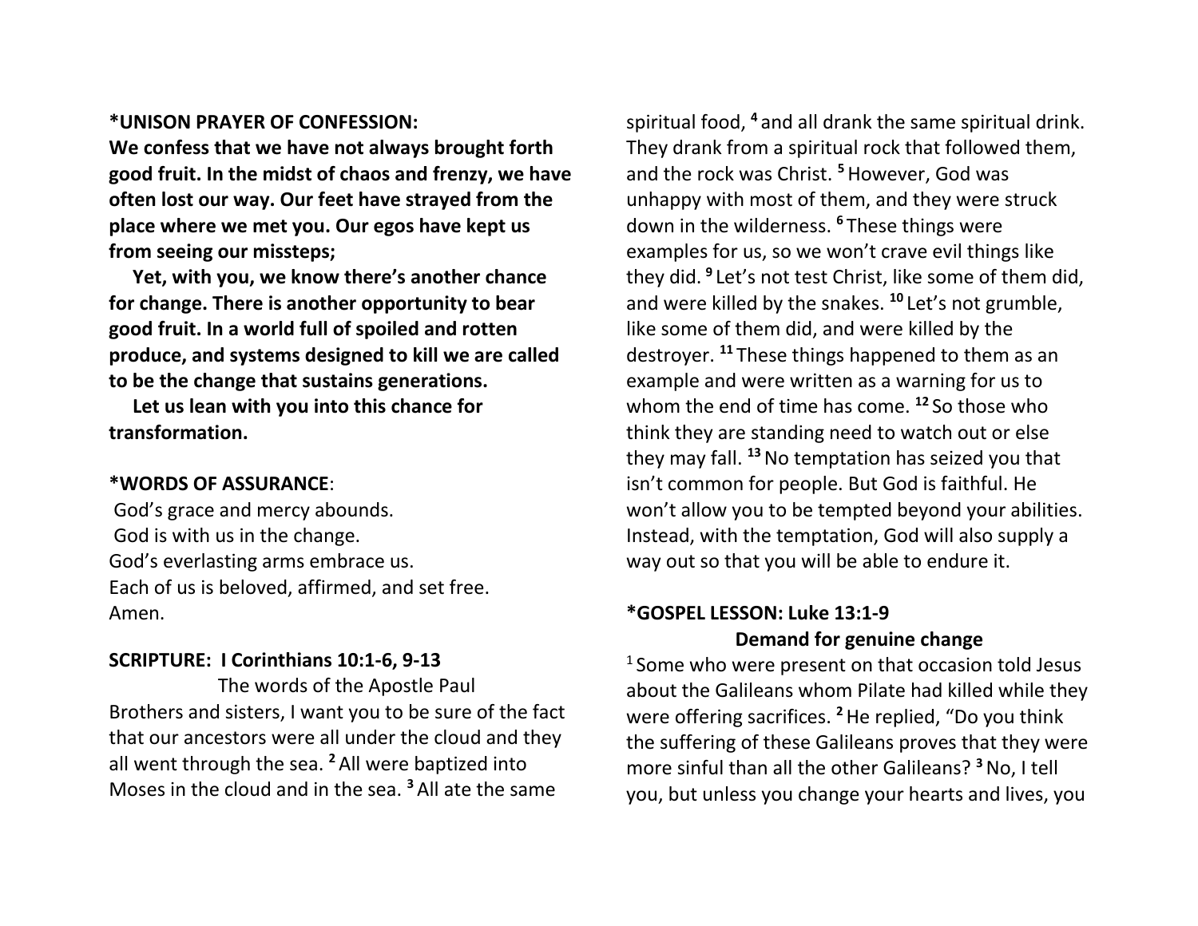**\*UNISON PRAYER OF CONFESSION:**

**We confess that we have not always brought forth good fruit. In the midst of chaos and frenzy, we have often lost our way. Our feet have strayed from the place where we met you. Our egos have kept us from seeing our missteps;**

**Yet, with you, we know there's another chance for change. There is another opportunity to bear good fruit. In a world full of spoiled and rotten produce, and systems designed to kill we are called to be the change that sustains generations.**

**Let us lean with you into this chance for transformation.**

**\*WORDS OF ASSURANCE**:

God's grace and mercy abounds.
God is with us in the change.
God's everlasting arms embrace us.
Each of us is beloved, affirmed, and set free.
Amen.

**SCRIPTURE: I Corinthians 10:1-6, 9-13**

The words of the Apostle Paul

Brothers and sisters, I want you to be sure of the fact that our ancestors were all under the cloud and they all went through the sea. **2** All were baptized into Moses in the cloud and in the sea. **3** All ate the same spiritual food, **4** and all drank the same spiritual drink. They drank from a spiritual rock that followed them, and the rock was Christ. **5** However, God was unhappy with most of them, and they were struck down in the wilderness. **6** These things were examples for us, so we won't crave evil things like they did. **9** Let's not test Christ, like some of them did, and were killed by the snakes. **10** Let's not grumble, like some of them did, and were killed by the destroyer. **11** These things happened to them as an example and were written as a warning for us to whom the end of time has come. **12** So those who think they are standing need to watch out or else they may fall. **13** No temptation has seized you that isn't common for people. But God is faithful. He won't allow you to be tempted beyond your abilities. Instead, with the temptation, God will also supply a way out so that you will be able to endure it.

**\*GOSPEL LESSON: Luke 13:1-9**

**Demand for genuine change**

1 Some who were present on that occasion told Jesus about the Galileans whom Pilate had killed while they were offering sacrifices. **2** He replied, "Do you think the suffering of these Galileans proves that they were more sinful than all the other Galileans? **3** No, I tell you, but unless you change your hearts and lives, you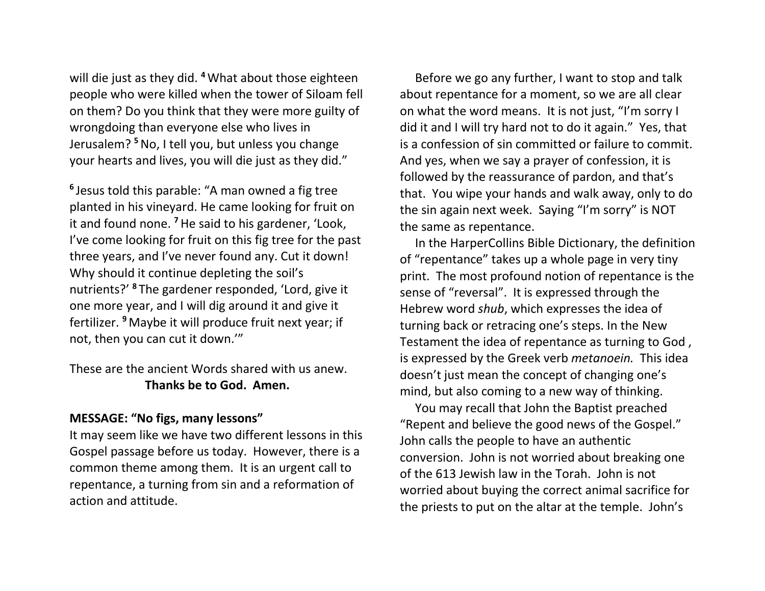will die just as they did. [4] What about those eighteen people who were killed when the tower of Siloam fell on them? Do you think that they were more guilty of wrongdoing than everyone else who lives in Jerusalem? [5] No, I tell you, but unless you change your hearts and lives, you will die just as they did."

[6] Jesus told this parable: "A man owned a fig tree planted in his vineyard. He came looking for fruit on it and found none. [7] He said to his gardener, 'Look, I've come looking for fruit on this fig tree for the past three years, and I've never found any. Cut it down! Why should it continue depleting the soil's nutrients?' [8] The gardener responded, 'Lord, give it one more year, and I will dig around it and give it fertilizer. [9] Maybe it will produce fruit next year; if not, then you can cut it down.'"

These are the ancient Words shared with us anew.
**Thanks be to God. Amen.**

**MESSAGE: "No figs, many lessons"**

It may seem like we have two different lessons in this Gospel passage before us today. However, there is a common theme among them. It is an urgent call to repentance, a turning from sin and a reformation of action and attitude.

Before we go any further, I want to stop and talk about repentance for a moment, so we are all clear on what the word means. It is not just, "I'm sorry I did it and I will try hard not to do it again." Yes, that is a confession of sin committed or failure to commit. And yes, when we say a prayer of confession, it is followed by the reassurance of pardon, and that's that. You wipe your hands and walk away, only to do the sin again next week. Saying "I'm sorry" is NOT the same as repentance.

In the HarperCollins Bible Dictionary, the definition of "repentance" takes up a whole page in very tiny print. The most profound notion of repentance is the sense of "reversal". It is expressed through the Hebrew word *shub*, which expresses the idea of turning back or retracing one's steps. In the New Testament the idea of repentance as turning to God , is expressed by the Greek verb *metanoein.* This idea doesn't just mean the concept of changing one's mind, but also coming to a new way of thinking.

You may recall that John the Baptist preached "Repent and believe the good news of the Gospel." John calls the people to have an authentic conversion. John is not worried about breaking one of the 613 Jewish law in the Torah. John is not worried about buying the correct animal sacrifice for the priests to put on the altar at the temple. John's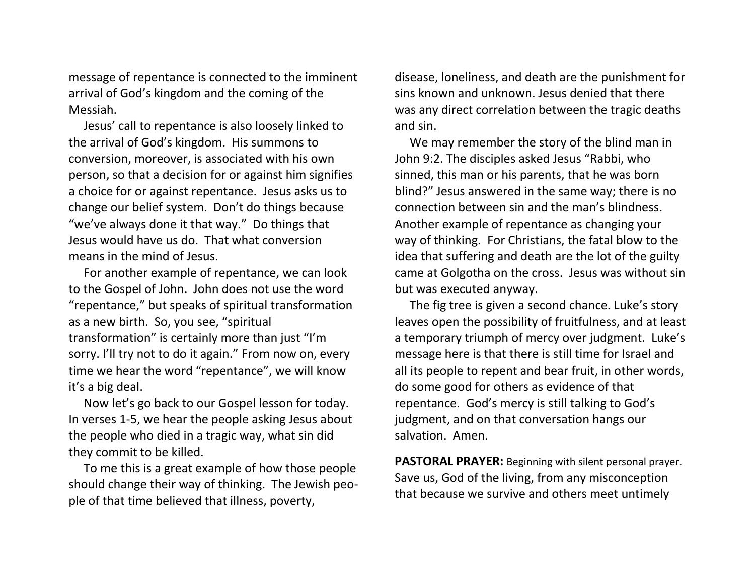message of repentance is connected to the imminent arrival of God's kingdom and the coming of the Messiah.

Jesus' call to repentance is also loosely linked to the arrival of God's kingdom. His summons to conversion, moreover, is associated with his own person, so that a decision for or against him signifies a choice for or against repentance. Jesus asks us to change our belief system. Don't do things because "we've always done it that way." Do things that Jesus would have us do. That what conversion means in the mind of Jesus.

For another example of repentance, we can look to the Gospel of John. John does not use the word "repentance," but speaks of spiritual transformation as a new birth. So, you see, "spiritual transformation" is certainly more than just "I'm sorry. I'll try not to do it again." From now on, every time we hear the word "repentance", we will know it's a big deal.

Now let's go back to our Gospel lesson for today. In verses 1-5, we hear the people asking Jesus about the people who died in a tragic way, what sin did they commit to be killed.

To me this is a great example of how those people should change their way of thinking. The Jewish people of that time believed that illness, poverty, disease, loneliness, and death are the punishment for sins known and unknown. Jesus denied that there was any direct correlation between the tragic deaths and sin.

We may remember the story of the blind man in John 9:2. The disciples asked Jesus "Rabbi, who sinned, this man or his parents, that he was born blind?" Jesus answered in the same way; there is no connection between sin and the man's blindness. Another example of repentance as changing your way of thinking. For Christians, the fatal blow to the idea that suffering and death are the lot of the guilty came at Golgotha on the cross. Jesus was without sin but was executed anyway.

The fig tree is given a second chance. Luke's story leaves open the possibility of fruitfulness, and at least a temporary triumph of mercy over judgment. Luke's message here is that there is still time for Israel and all its people to repent and bear fruit, in other words, do some good for others as evidence of that repentance. God's mercy is still talking to God's judgment, and on that conversation hangs our salvation. Amen.

**PASTORAL PRAYER:** Beginning with silent personal prayer. Save us, God of the living, from any misconception that because we survive and others meet untimely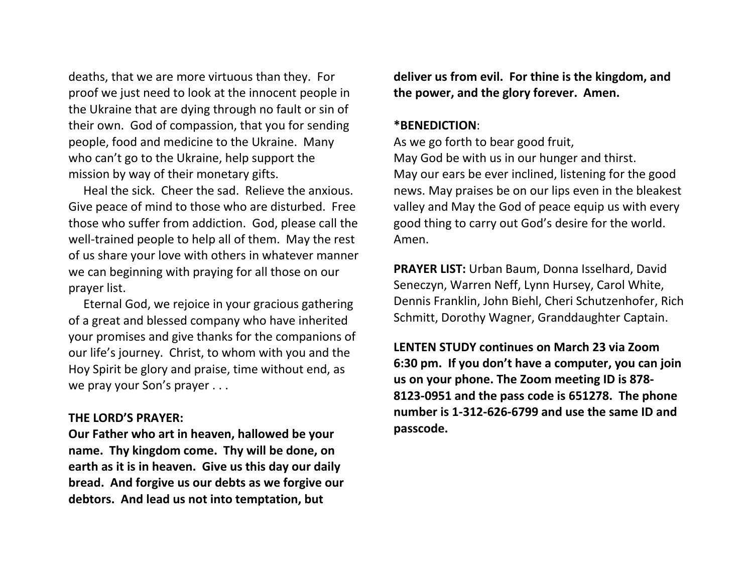deaths, that we are more virtuous than they. For proof we just need to look at the innocent people in the Ukraine that are dying through no fault or sin of their own. God of compassion, that you for sending people, food and medicine to the Ukraine. Many who can't go to the Ukraine, help support the mission by way of their monetary gifts.

Heal the sick. Cheer the sad. Relieve the anxious. Give peace of mind to those who are disturbed. Free those who suffer from addiction. God, please call the well-trained people to help all of them. May the rest of us share your love with others in whatever manner we can beginning with praying for all those on our prayer list.

Eternal God, we rejoice in your gracious gathering of a great and blessed company who have inherited your promises and give thanks for the companions of our life's journey. Christ, to whom with you and the Hoy Spirit be glory and praise, time without end, as we pray your Son's prayer . . .

**THE LORD'S PRAYER:**

**Our Father who art in heaven, hallowed be your name. Thy kingdom come. Thy will be done, on earth as it is in heaven. Give us this day our daily bread. And forgive us our debts as we forgive our debtors. And lead us not into temptation, but deliver us from evil. For thine is the kingdom, and the power, and the glory forever. Amen.**

**\*BENEDICTION**:

As we go forth to bear good fruit,
May God be with us in our hunger and thirst.
May our ears be ever inclined, listening for the good news. May praises be on our lips even in the bleakest valley and May the God of peace equip us with every good thing to carry out God's desire for the world. Amen.

**PRAYER LIST:** Urban Baum, Donna Isselhard, David Seneczyn, Warren Neff, Lynn Hursey, Carol White, Dennis Franklin, John Biehl, Cheri Schutzenhofer, Rich Schmitt, Dorothy Wagner, Granddaughter Captain.

**LENTEN STUDY continues on March 23 via Zoom 6:30 pm. If you don't have a computer, you can join us on your phone. The Zoom meeting ID is 878-8123-0951 and the pass code is 651278. The phone number is 1-312-626-6799 and use the same ID and passcode.**